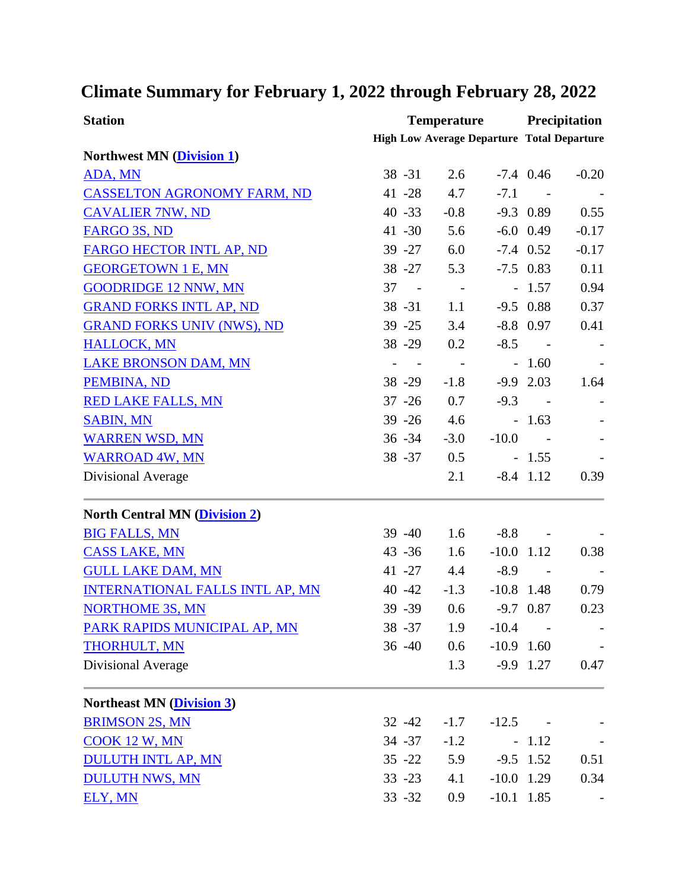# Climate Summary for February 1, 2022 through February 28, 2022

| Station | Temperature | | | | Precipitation | |
|---|---|---|---|---|---|---|
| | High | Low | Average | Departure | Total | Departure |
| **Northwest MN (Division 1)** | | | | | | |
| ADA, MN | 38 | -31 | 2.6 | -7.4 | 0.46 | -0.20 |
| CASSELTON AGRONOMY FARM, ND | 41 | -28 | 4.7 | -7.1 | - | - |
| CAVALIER 7NW, ND | 40 | -33 | -0.8 | -9.3 | 0.89 | 0.55 |
| FARGO 3S, ND | 41 | -30 | 5.6 | -6.0 | 0.49 | -0.17 |
| FARGO HECTOR INTL AP, ND | 39 | -27 | 6.0 | -7.4 | 0.52 | -0.17 |
| GEORGETOWN 1 E, MN | 38 | -27 | 5.3 | -7.5 | 0.83 | 0.11 |
| GOODRIDGE 12 NNW, MN | 37 | - | - | - | 1.57 | 0.94 |
| GRAND FORKS INTL AP, ND | 38 | -31 | 1.1 | -9.5 | 0.88 | 0.37 |
| GRAND FORKS UNIV (NWS), ND | 39 | -25 | 3.4 | -8.8 | 0.97 | 0.41 |
| HALLOCK, MN | 38 | -29 | 0.2 | -8.5 | - | - |
| LAKE BRONSON DAM, MN | - | - | - | - | 1.60 | - |
| PEMBINA, ND | 38 | -29 | -1.8 | -9.9 | 2.03 | 1.64 |
| RED LAKE FALLS, MN | 37 | -26 | 0.7 | -9.3 | - | - |
| SABIN, MN | 39 | -26 | 4.6 | - | 1.63 | - |
| WARREN WSD, MN | 36 | -34 | -3.0 | -10.0 | - | - |
| WARROAD 4W, MN | 38 | -37 | 0.5 | - | 1.55 | - |
| Divisional Average | | | 2.1 | -8.4 | 1.12 | 0.39 |
| **North Central MN (Division 2)** | | | | | | |
| BIG FALLS, MN | 39 | -40 | 1.6 | -8.8 | - | - |
| CASS LAKE, MN | 43 | -36 | 1.6 | -10.0 | 1.12 | 0.38 |
| GULL LAKE DAM, MN | 41 | -27 | 4.4 | -8.9 | - | - |
| INTERNATIONAL FALLS INTL AP, MN | 40 | -42 | -1.3 | -10.8 | 1.48 | 0.79 |
| NORTHOME 3S, MN | 39 | -39 | 0.6 | -9.7 | 0.87 | 0.23 |
| PARK RAPIDS MUNICIPAL AP, MN | 38 | -37 | 1.9 | -10.4 | - | - |
| THORHULT, MN | 36 | -40 | 0.6 | -10.9 | 1.60 | - |
| Divisional Average | | | 1.3 | -9.9 | 1.27 | 0.47 |
| **Northeast MN (Division 3)** | | | | | | |
| BRIMSON 2S, MN | 32 | -42 | -1.7 | -12.5 | - | - |
| COOK 12 W, MN | 34 | -37 | -1.2 | - | 1.12 | - |
| DULUTH INTL AP, MN | 35 | -22 | 5.9 | -9.5 | 1.52 | 0.51 |
| DULUTH NWS, MN | 33 | -23 | 4.1 | -10.0 | 1.29 | 0.34 |
| ELY, MN | 33 | -32 | 0.9 | -10.1 | 1.85 | - |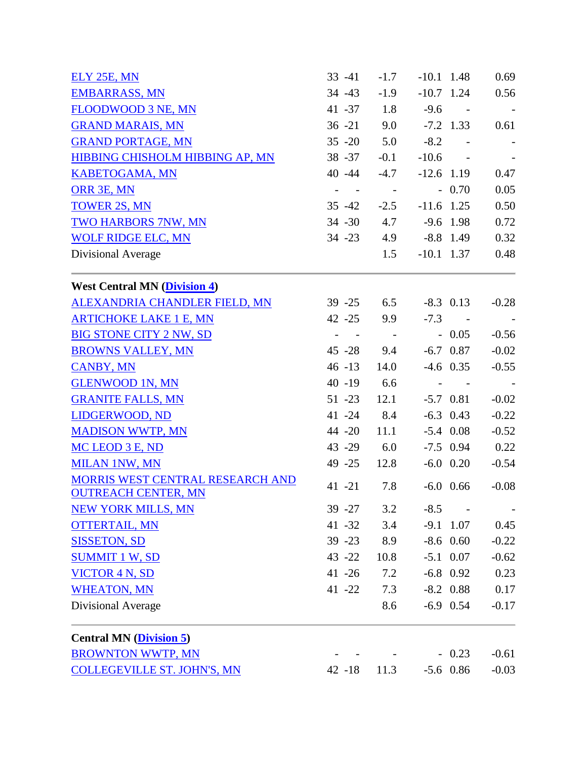| Station | | | | | | |
|---|---|---|---|---|---|---|
| ELY 25E, MN | 33 | -41 | -1.7 | -10.1 | 1.48 | 0.69 |
| EMBARRASS, MN | 34 | -43 | -1.9 | -10.7 | 1.24 | 0.56 |
| FLOODWOOD 3 NE, MN | 41 | -37 | 1.8 | -9.6 | - | - |
| GRAND MARAIS, MN | 36 | -21 | 9.0 | -7.2 | 1.33 | 0.61 |
| GRAND PORTAGE, MN | 35 | -20 | 5.0 | -8.2 | - | - |
| HIBBING CHISHOLM HIBBING AP, MN | 38 | -37 | -0.1 | -10.6 | - | - |
| KABETOGAMA, MN | 40 | -44 | -4.7 | -12.6 | 1.19 | 0.47 |
| ORR 3E, MN | - | - | - | - | 0.70 | 0.05 |
| TOWER 2S, MN | 35 | -42 | -2.5 | -11.6 | 1.25 | 0.50 |
| TWO HARBORS 7NW, MN | 34 | -30 | 4.7 | -9.6 | 1.98 | 0.72 |
| WOLF RIDGE ELC, MN | 34 | -23 | 4.9 | -8.8 | 1.49 | 0.32 |
| Divisional Average | | | 1.5 | -10.1 | 1.37 | 0.48 |

**West Central MN (Division 4)**

| Station | | | | | | |
|---|---|---|---|---|---|---|
| ALEXANDRIA CHANDLER FIELD, MN | 39 | -25 | 6.5 | -8.3 | 0.13 | -0.28 |
| ARTICHOKE LAKE 1 E, MN | 42 | -25 | 9.9 | -7.3 | - | - |
| BIG STONE CITY 2 NW, SD | - | - | - | - | 0.05 | -0.56 |
| BROWNS VALLEY, MN | 45 | -28 | 9.4 | -6.7 | 0.87 | -0.02 |
| CANBY, MN | 46 | -13 | 14.0 | -4.6 | 0.35 | -0.55 |
| GLENWOOD 1N, MN | 40 | -19 | 6.6 | - | - | - |
| GRANITE FALLS, MN | 51 | -23 | 12.1 | -5.7 | 0.81 | -0.02 |
| LIDGERWOOD, ND | 41 | -24 | 8.4 | -6.3 | 0.43 | -0.22 |
| MADISON WWTP, MN | 44 | -20 | 11.1 | -5.4 | 0.08 | -0.52 |
| MC LEOD 3 E, ND | 43 | -29 | 6.0 | -7.5 | 0.94 | 0.22 |
| MILAN 1NW, MN | 49 | -25 | 12.8 | -6.0 | 0.20 | -0.54 |
| MORRIS WEST CENTRAL RESEARCH AND OUTREACH CENTER, MN | 41 | -21 | 7.8 | -6.0 | 0.66 | -0.08 |
| NEW YORK MILLS, MN | 39 | -27 | 3.2 | -8.5 | - | - |
| OTTERTAIL, MN | 41 | -32 | 3.4 | -9.1 | 1.07 | 0.45 |
| SISSETON, SD | 39 | -23 | 8.9 | -8.6 | 0.60 | -0.22 |
| SUMMIT 1 W, SD | 43 | -22 | 10.8 | -5.1 | 0.07 | -0.62 |
| VICTOR 4 N, SD | 41 | -26 | 7.2 | -6.8 | 0.92 | 0.23 |
| WHEATON, MN | 41 | -22 | 7.3 | -8.2 | 0.88 | 0.17 |
| Divisional Average | | | 8.6 | -6.9 | 0.54 | -0.17 |

**Central MN (Division 5)**

| Station | | | | | | |
|---|---|---|---|---|---|---|
| BROWNTON WWTP, MN | - | - | - | - | 0.23 | -0.61 |
| COLLEGEVILLE ST. JOHN'S, MN | 42 | -18 | 11.3 | -5.6 | 0.86 | -0.03 |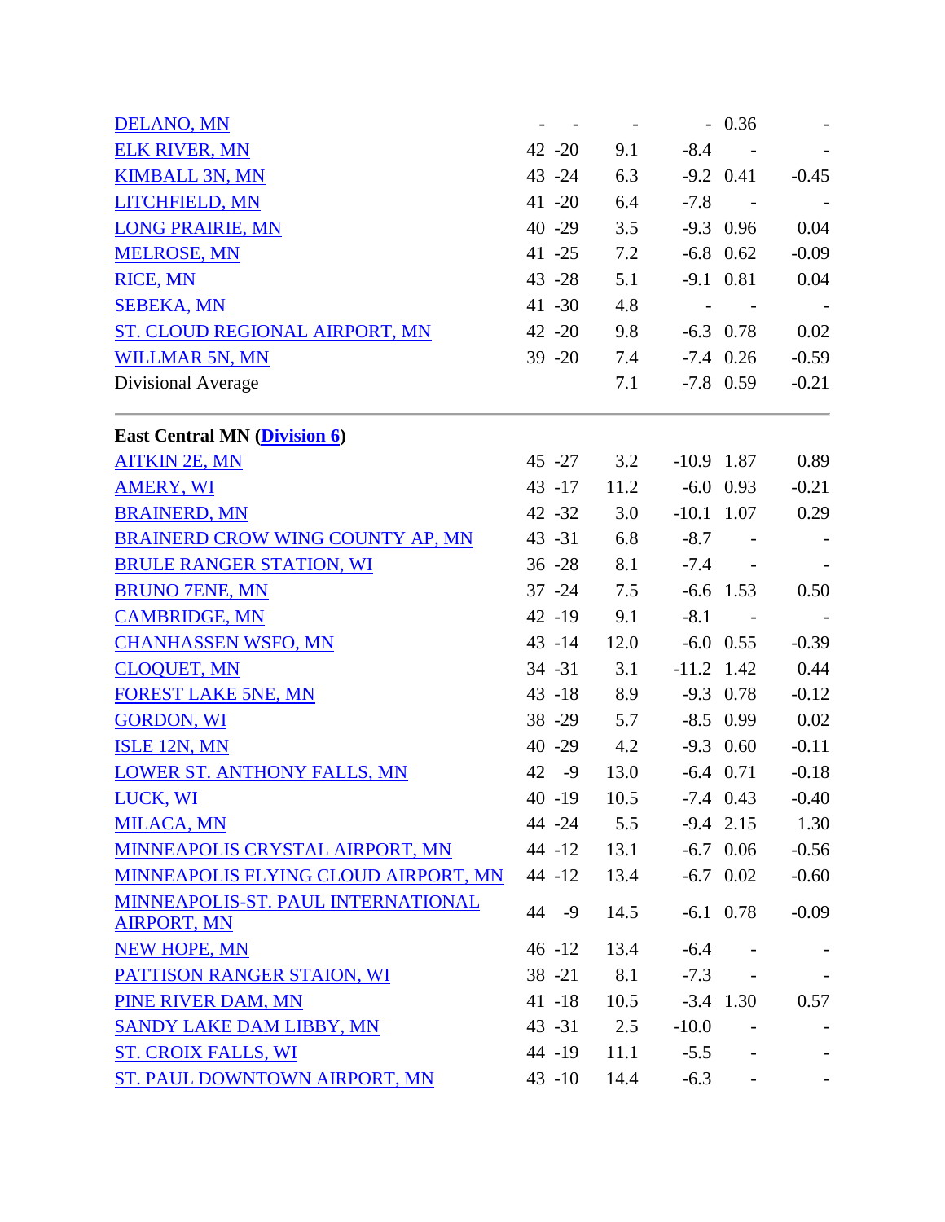| Station | Max | Min | Avg | Dep | Precip | Dep |
|---|---|---|---|---|---|---|
| DELANO, MN | - | - | - | - | 0.36 | - |
| ELK RIVER, MN | 42 | -20 | 9.1 | -8.4 | - | - |
| KIMBALL 3N, MN | 43 | -24 | 6.3 | -9.2 | 0.41 | -0.45 |
| LITCHFIELD, MN | 41 | -20 | 6.4 | -7.8 | - | - |
| LONG PRAIRIE, MN | 40 | -29 | 3.5 | -9.3 | 0.96 | 0.04 |
| MELROSE, MN | 41 | -25 | 7.2 | -6.8 | 0.62 | -0.09 |
| RICE, MN | 43 | -28 | 5.1 | -9.1 | 0.81 | 0.04 |
| SEBEKA, MN | 41 | -30 | 4.8 | - | - | - |
| ST. CLOUD REGIONAL AIRPORT, MN | 42 | -20 | 9.8 | -6.3 | 0.78 | 0.02 |
| WILLMAR 5N, MN | 39 | -20 | 7.4 | -7.4 | 0.26 | -0.59 |
| Divisional Average | | | 7.1 | -7.8 | 0.59 | -0.21 |

**East Central MN (Division 6)**

| Station | Max | Min | Avg | Dep | Precip | Dep |
|---|---|---|---|---|---|---|
| AITKIN 2E, MN | 45 | -27 | 3.2 | -10.9 | 1.87 | 0.89 |
| AMERY, WI | 43 | -17 | 11.2 | -6.0 | 0.93 | -0.21 |
| BRAINERD, MN | 42 | -32 | 3.0 | -10.1 | 1.07 | 0.29 |
| BRAINERD CROW WING COUNTY AP, MN | 43 | -31 | 6.8 | -8.7 | - | - |
| BRULE RANGER STATION, WI | 36 | -28 | 8.1 | -7.4 | - | - |
| BRUNO 7ENE, MN | 37 | -24 | 7.5 | -6.6 | 1.53 | 0.50 |
| CAMBRIDGE, MN | 42 | -19 | 9.1 | -8.1 | - | - |
| CHANHASSEN WSFO, MN | 43 | -14 | 12.0 | -6.0 | 0.55 | -0.39 |
| CLOQUET, MN | 34 | -31 | 3.1 | -11.2 | 1.42 | 0.44 |
| FOREST LAKE 5NE, MN | 43 | -18 | 8.9 | -9.3 | 0.78 | -0.12 |
| GORDON, WI | 38 | -29 | 5.7 | -8.5 | 0.99 | 0.02 |
| ISLE 12N, MN | 40 | -29 | 4.2 | -9.3 | 0.60 | -0.11 |
| LOWER ST. ANTHONY FALLS, MN | 42 | -9 | 13.0 | -6.4 | 0.71 | -0.18 |
| LUCK, WI | 40 | -19 | 10.5 | -7.4 | 0.43 | -0.40 |
| MILACA, MN | 44 | -24 | 5.5 | -9.4 | 2.15 | 1.30 |
| MINNEAPOLIS CRYSTAL AIRPORT, MN | 44 | -12 | 13.1 | -6.7 | 0.06 | -0.56 |
| MINNEAPOLIS FLYING CLOUD AIRPORT, MN | 44 | -12 | 13.4 | -6.7 | 0.02 | -0.60 |
| MINNEAPOLIS-ST. PAUL INTERNATIONAL AIRPORT, MN | 44 | -9 | 14.5 | -6.1 | 0.78 | -0.09 |
| NEW HOPE, MN | 46 | -12 | 13.4 | -6.4 | - | - |
| PATTISON RANGER STAION, WI | 38 | -21 | 8.1 | -7.3 | - | - |
| PINE RIVER DAM, MN | 41 | -18 | 10.5 | -3.4 | 1.30 | 0.57 |
| SANDY LAKE DAM LIBBY, MN | 43 | -31 | 2.5 | -10.0 | - | - |
| ST. CROIX FALLS, WI | 44 | -19 | 11.1 | -5.5 | - | - |
| ST. PAUL DOWNTOWN AIRPORT, MN | 43 | -10 | 14.4 | -6.3 | - | - |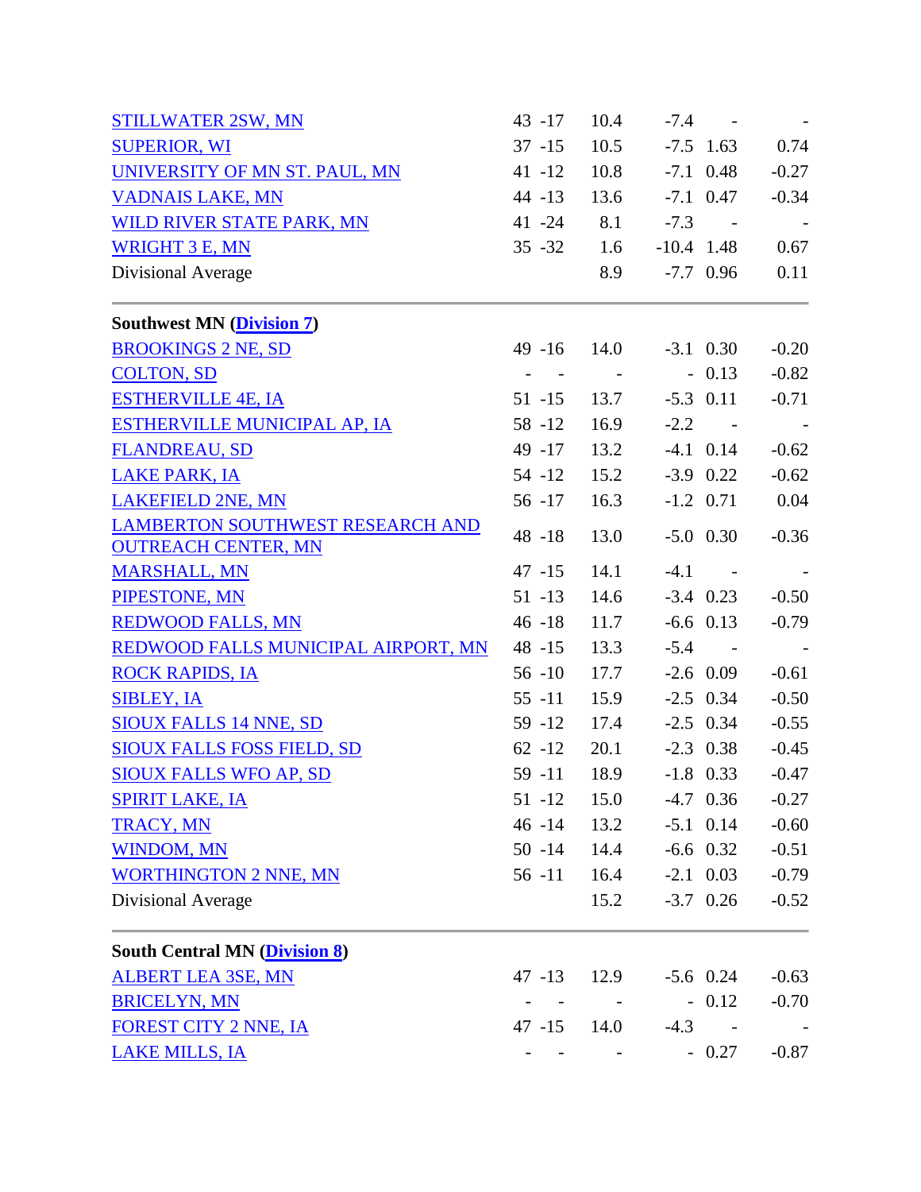| | | | | | | |
|---|---|---|---|---|---|---|
| STILLWATER 2SW, MN | 43 | -17 | 10.4 | -7.4 | - | - |
| SUPERIOR, WI | 37 | -15 | 10.5 | -7.5 | 1.63 | 0.74 |
| UNIVERSITY OF MN ST. PAUL, MN | 41 | -12 | 10.8 | -7.1 | 0.48 | -0.27 |
| VADNAIS LAKE, MN | 44 | -13 | 13.6 | -7.1 | 0.47 | -0.34 |
| WILD RIVER STATE PARK, MN | 41 | -24 | 8.1 | -7.3 | - | - |
| WRIGHT 3 E, MN | 35 | -32 | 1.6 | -10.4 | 1.48 | 0.67 |
| Divisional Average | | | 8.9 | -7.7 | 0.96 | 0.11 |

**Southwest MN (Division 7)**

| | | | | | | |
|---|---|---|---|---|---|---|
| BROOKINGS 2 NE, SD | 49 | -16 | 14.0 | -3.1 | 0.30 | -0.20 |
| COLTON, SD | - | - | - | - | 0.13 | -0.82 |
| ESTHERVILLE 4E, IA | 51 | -15 | 13.7 | -5.3 | 0.11 | -0.71 |
| ESTHERVILLE MUNICIPAL AP, IA | 58 | -12 | 16.9 | -2.2 | - | - |
| FLANDREAU, SD | 49 | -17 | 13.2 | -4.1 | 0.14 | -0.62 |
| LAKE PARK, IA | 54 | -12 | 15.2 | -3.9 | 0.22 | -0.62 |
| LAKEFIELD 2NE, MN | 56 | -17 | 16.3 | -1.2 | 0.71 | 0.04 |
| LAMBERTON SOUTHWEST RESEARCH AND OUTREACH CENTER, MN | 48 | -18 | 13.0 | -5.0 | 0.30 | -0.36 |
| MARSHALL, MN | 47 | -15 | 14.1 | -4.1 | - | - |
| PIPESTONE, MN | 51 | -13 | 14.6 | -3.4 | 0.23 | -0.50 |
| REDWOOD FALLS, MN | 46 | -18 | 11.7 | -6.6 | 0.13 | -0.79 |
| REDWOOD FALLS MUNICIPAL AIRPORT, MN | 48 | -15 | 13.3 | -5.4 | - | - |
| ROCK RAPIDS, IA | 56 | -10 | 17.7 | -2.6 | 0.09 | -0.61 |
| SIBLEY, IA | 55 | -11 | 15.9 | -2.5 | 0.34 | -0.50 |
| SIOUX FALLS 14 NNE, SD | 59 | -12 | 17.4 | -2.5 | 0.34 | -0.55 |
| SIOUX FALLS FOSS FIELD, SD | 62 | -12 | 20.1 | -2.3 | 0.38 | -0.45 |
| SIOUX FALLS WFO AP, SD | 59 | -11 | 18.9 | -1.8 | 0.33 | -0.47 |
| SPIRIT LAKE, IA | 51 | -12 | 15.0 | -4.7 | 0.36 | -0.27 |
| TRACY, MN | 46 | -14 | 13.2 | -5.1 | 0.14 | -0.60 |
| WINDOM, MN | 50 | -14 | 14.4 | -6.6 | 0.32 | -0.51 |
| WORTHINGTON 2 NNE, MN | 56 | -11 | 16.4 | -2.1 | 0.03 | -0.79 |
| Divisional Average | | | 15.2 | -3.7 | 0.26 | -0.52 |

**South Central MN (Division 8)**

| | | | | | | |
|---|---|---|---|---|---|---|
| ALBERT LEA 3SE, MN | 47 | -13 | 12.9 | -5.6 | 0.24 | -0.63 |
| BRICELYN, MN | - | - | - | - | 0.12 | -0.70 |
| FOREST CITY 2 NNE, IA | 47 | -15 | 14.0 | -4.3 | - | - |
| LAKE MILLS, IA | - | - | - | - | 0.27 | -0.87 |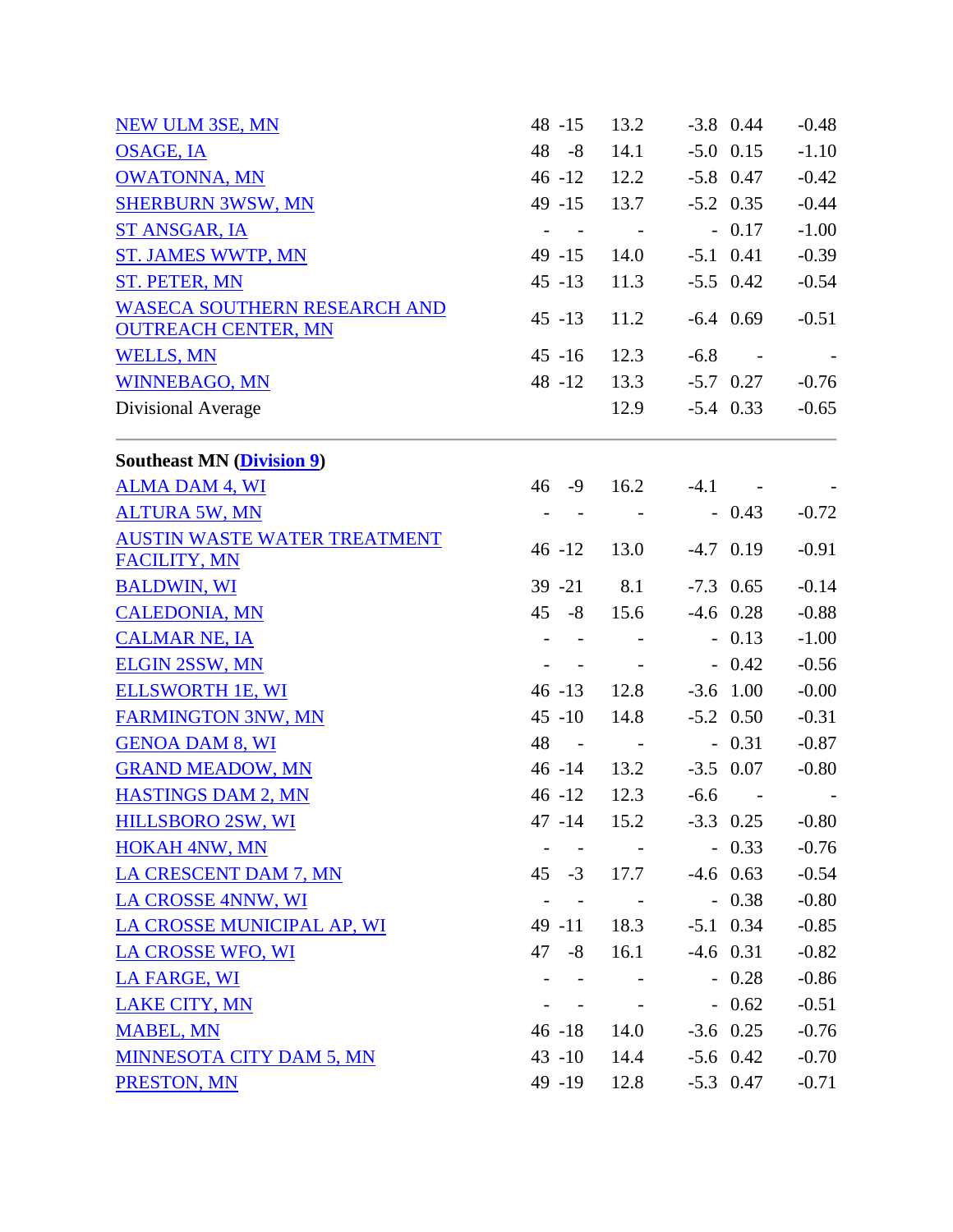| | | | | | | |
|---|---|---|---|---|---|---|
| NEW ULM 3SE, MN | 48 | -15 | 13.2 | -3.8 | 0.44 | -0.48 |
| OSAGE, IA | 48 | -8 | 14.1 | -5.0 | 0.15 | -1.10 |
| OWATONNA, MN | 46 | -12 | 12.2 | -5.8 | 0.47 | -0.42 |
| SHERBURN 3WSW, MN | 49 | -15 | 13.7 | -5.2 | 0.35 | -0.44 |
| ST ANSGAR, IA | - | - | - | - | 0.17 | -1.00 |
| ST. JAMES WWTP, MN | 49 | -15 | 14.0 | -5.1 | 0.41 | -0.39 |
| ST. PETER, MN | 45 | -13 | 11.3 | -5.5 | 0.42 | -0.54 |
| WASECA SOUTHERN RESEARCH AND OUTREACH CENTER, MN | 45 | -13 | 11.2 | -6.4 | 0.69 | -0.51 |
| WELLS, MN | 45 | -16 | 12.3 | -6.8 | - | - |
| WINNEBAGO, MN | 48 | -12 | 13.3 | -5.7 | 0.27 | -0.76 |
| Divisional Average | | | 12.9 | -5.4 | 0.33 | -0.65 |

**Southeast MN (Division 9)**

| | | | | | | |
|---|---|---|---|---|---|---|
| ALMA DAM 4, WI | 46 | -9 | 16.2 | -4.1 | - | - |
| ALTURA 5W, MN | - | - | - | - | 0.43 | -0.72 |
| AUSTIN WASTE WATER TREATMENT FACILITY, MN | 46 | -12 | 13.0 | -4.7 | 0.19 | -0.91 |
| BALDWIN, WI | 39 | -21 | 8.1 | -7.3 | 0.65 | -0.14 |
| CALEDONIA, MN | 45 | -8 | 15.6 | -4.6 | 0.28 | -0.88 |
| CALMAR NE, IA | - | - | - | - | 0.13 | -1.00 |
| ELGIN 2SSW, MN | - | - | - | - | 0.42 | -0.56 |
| ELLSWORTH 1E, WI | 46 | -13 | 12.8 | -3.6 | 1.00 | -0.00 |
| FARMINGTON 3NW, MN | 45 | -10 | 14.8 | -5.2 | 0.50 | -0.31 |
| GENOA DAM 8, WI | 48 | - | - | - | 0.31 | -0.87 |
| GRAND MEADOW, MN | 46 | -14 | 13.2 | -3.5 | 0.07 | -0.80 |
| HASTINGS DAM 2, MN | 46 | -12 | 12.3 | -6.6 | - | - |
| HILLSBORO 2SW, WI | 47 | -14 | 15.2 | -3.3 | 0.25 | -0.80 |
| HOKAH 4NW, MN | - | - | - | - | 0.33 | -0.76 |
| LA CRESCENT DAM 7, MN | 45 | -3 | 17.7 | -4.6 | 0.63 | -0.54 |
| LA CROSSE 4NNW, WI | - | - | - | - | 0.38 | -0.80 |
| LA CROSSE MUNICIPAL AP, WI | 49 | -11 | 18.3 | -5.1 | 0.34 | -0.85 |
| LA CROSSE WFO, WI | 47 | -8 | 16.1 | -4.6 | 0.31 | -0.82 |
| LA FARGE, WI | - | - | - | - | 0.28 | -0.86 |
| LAKE CITY, MN | - | - | - | - | 0.62 | -0.51 |
| MABEL, MN | 46 | -18 | 14.0 | -3.6 | 0.25 | -0.76 |
| MINNESOTA CITY DAM 5, MN | 43 | -10 | 14.4 | -5.6 | 0.42 | -0.70 |
| PRESTON, MN | 49 | -19 | 12.8 | -5.3 | 0.47 | -0.71 |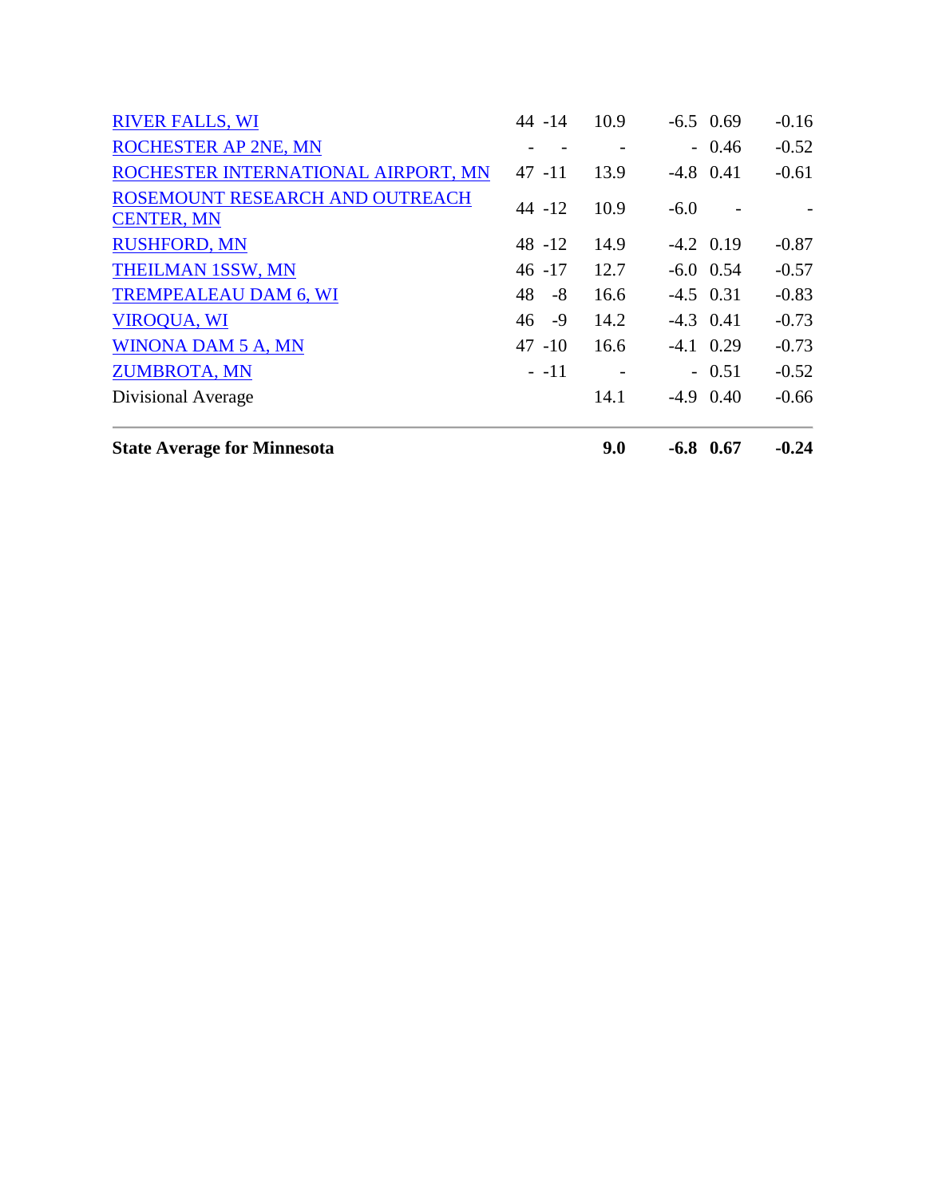| | | | | | | |
|---|---|---|---|---|---|---|
| RIVER FALLS, WI | 44 | -14 | 10.9 | -6.5 | 0.69 | -0.16 |
| ROCHESTER AP 2NE, MN | - | - | - | - | 0.46 | -0.52 |
| ROCHESTER INTERNATIONAL AIRPORT, MN | 47 | -11 | 13.9 | -4.8 | 0.41 | -0.61 |
| ROSEMOUNT RESEARCH AND OUTREACH CENTER, MN | 44 | -12 | 10.9 | -6.0 | - | - |
| RUSHFORD, MN | 48 | -12 | 14.9 | -4.2 | 0.19 | -0.87 |
| THEILMAN 1SSW, MN | 46 | -17 | 12.7 | -6.0 | 0.54 | -0.57 |
| TREMPEALEAU DAM 6, WI | 48 | -8 | 16.6 | -4.5 | 0.31 | -0.83 |
| VIROQUA, WI | 46 | -9 | 14.2 | -4.3 | 0.41 | -0.73 |
| WINONA DAM 5 A, MN | 47 | -10 | 16.6 | -4.1 | 0.29 | -0.73 |
| ZUMBROTA, MN | - | -11 | - | - | 0.51 | -0.52 |
| Divisional Average | | | 14.1 | -4.9 | 0.40 | -0.66 |
| **State Average for Minnesota** | | | **9.0** | **-6.8** | **0.67** | **-0.24** |